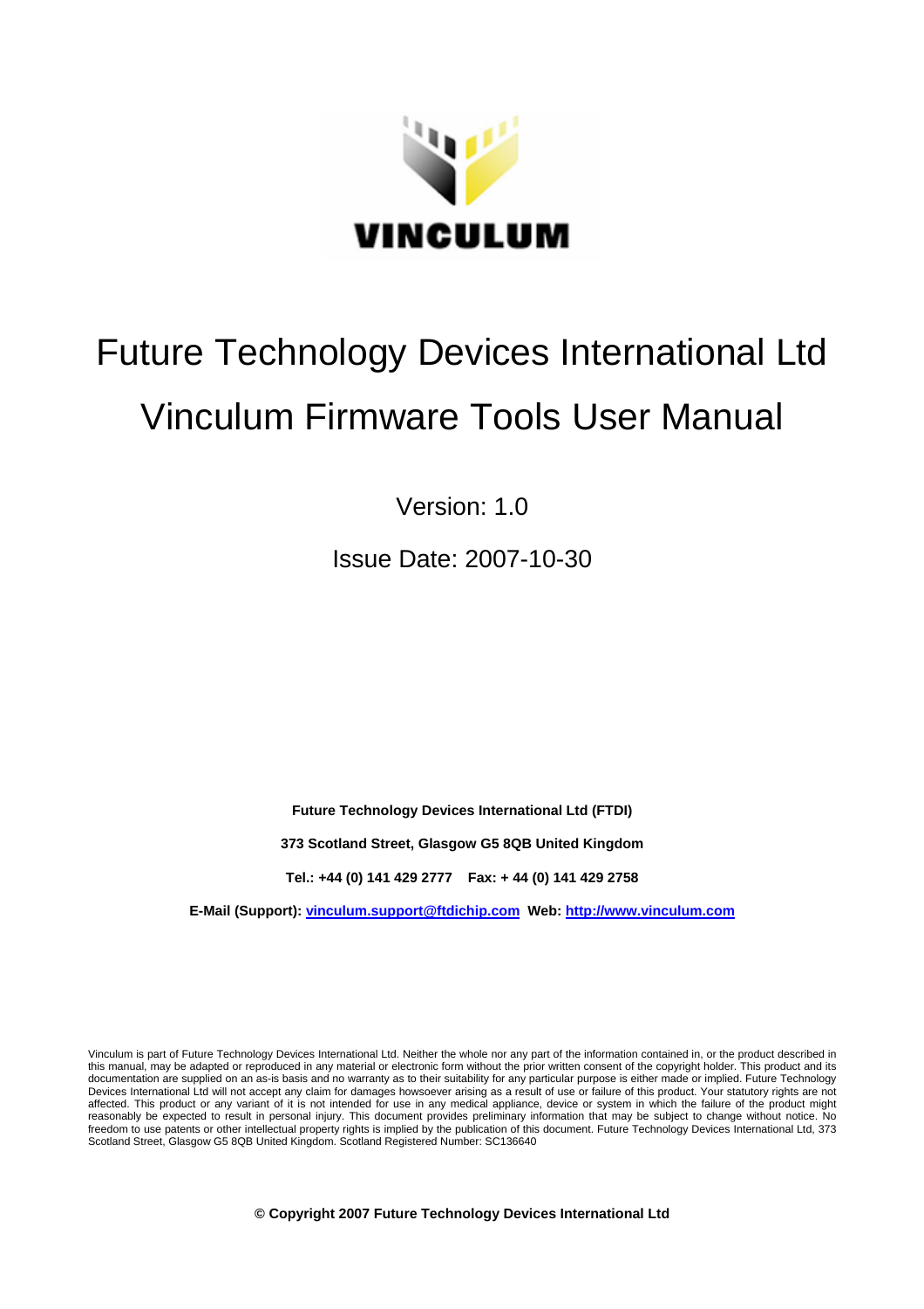VINCULUM

# Future Technology Devices International Ltd

# Vinculum Firmware Tools User Manual

Version: 1.0

Issue Date: 2007-10-30

**Future Technology Devices International Ltd (FTDI)**

**373 Scotland Street, Glasgow G5 8QB United Kingdom**

**Tel.: +44 (0) 141 429 2777 Fax: + 44 (0) 141 429 2758**

**E-Mail (Support): [vinculum.support@ftdichip.com](mailto:vinculum.support@ftdichip.com) Web: [http://www.vinculum.com](http://www.vinculum.com)**

Vinculum is part of Future Technology Devices International Ltd. Neither the whole nor any part of the information contained in, or the product described in this manual, may be adapted or reproduced in any material or electronic form without the prior written consent of the copyright holder. This product and its documentation are supplied on an as-is basis and no warranty as to their suitability for any particular purpose is either made or implied. Future Technology Devices International Ltd will not accept any claim for damages howsoever arising as a result of use or failure of this product. Your statutory rights are not affected. This product or any variant of it is not intended for use in any medical appliance, device or system in which the failure of the product might reasonably be expected to result in personal injury. This document provides preliminary information that may be subject to change without notice. No freedom to use patents or other intellectual property rights is implied by the publication of this document. Future Technology Devices International Ltd, 373 Scotland Street, Glasgow G5 8QB United Kingdom. Scotland Registered Number: SC136640

**© Copyright 2007 Future Technology Devices International Ltd**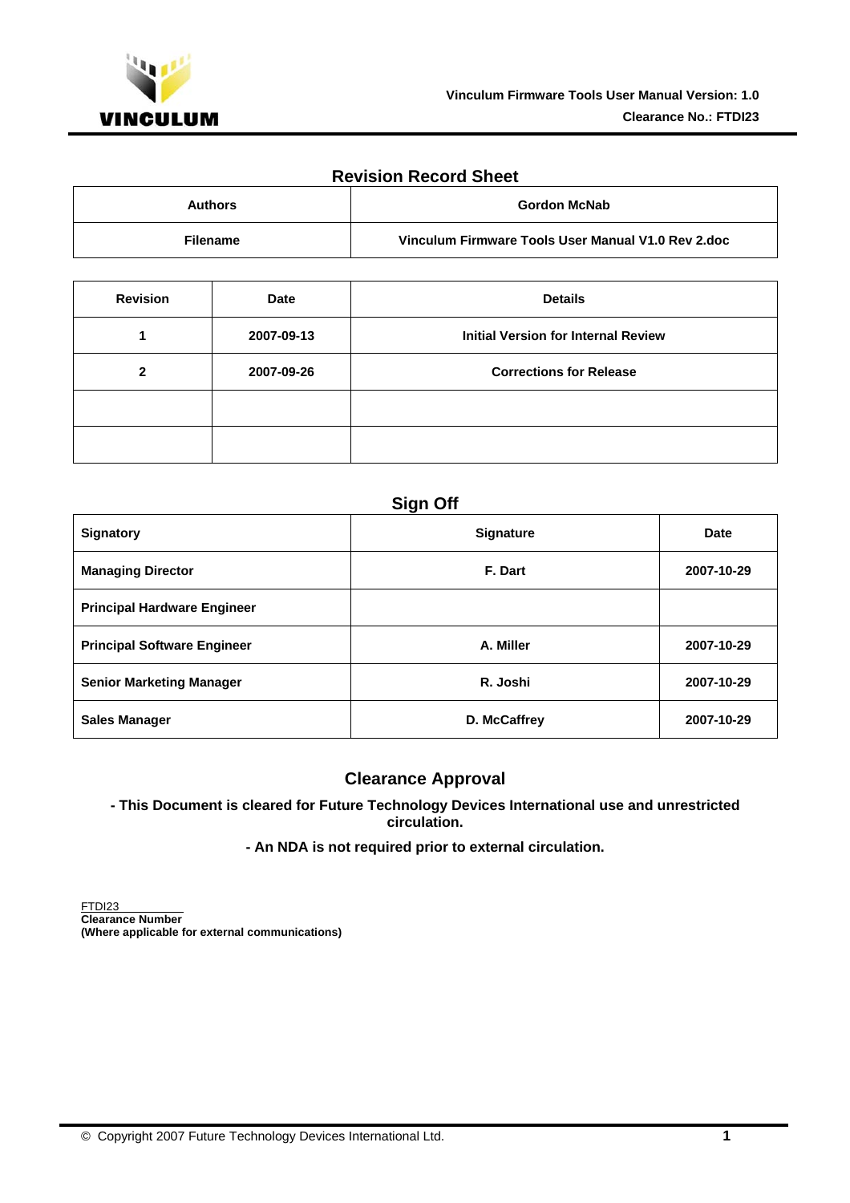## Revision Record Sheet

| Authors | Gordon McNab |
|---|---|
| Filename | Vinculum Firmware Tools User Manual V1.0 Rev 2.doc |

| Revision | Date | Details |
|---|---|---|
| 1 | 2007-09-13 | Initial Version for Internal Review |
| 2 | 2007-09-26 | Corrections for Release |
| | | |
| | | |

## Sign Off

| Signatory | Signature | Date |
|---|---|---|
| Managing Director | F. Dart | 2007-10-29 |
| Principal Hardware Engineer | | |
| Principal Software Engineer | A. Miller | 2007-10-29 |
| Senior Marketing Manager | R. Joshi | 2007-10-29 |
| Sales Manager | D. McCaffrey | 2007-10-29 |

## Clearance Approval

**- This Document is cleared for Future Technology Devices International use and unrestricted circulation.**

**- An NDA is not required prior to external circulation.**

FTDI23
**Clearance Number**
**(Where applicable for external communications)**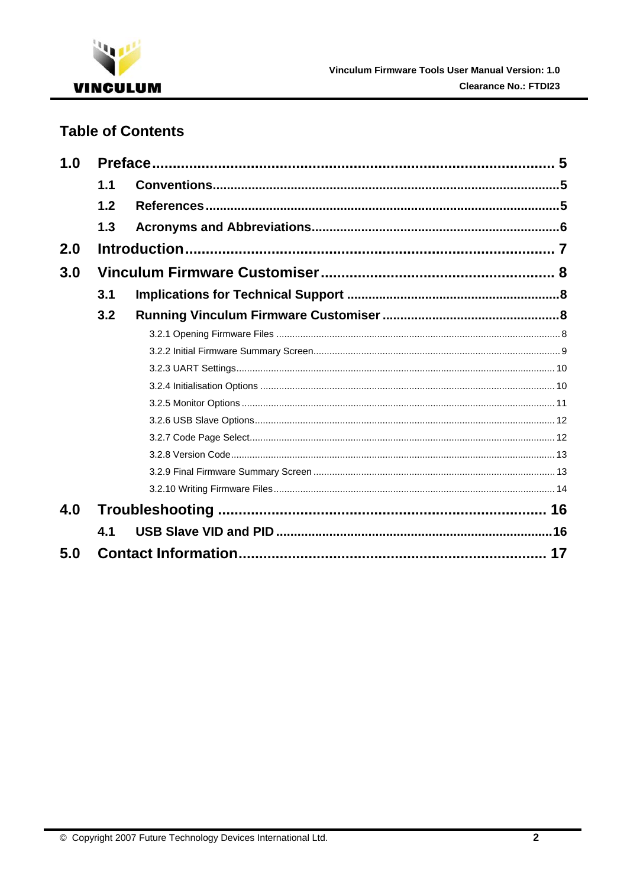## Table of Contents

- **1.0 Preface** ..... 5
  - **1.1 Conventions** ..... 5
  - **1.2 References** ..... 5
  - **1.3 Acronyms and Abbreviations** ..... 6
- **2.0 Introduction** ..... 7
- **3.0 Vinculum Firmware Customiser** ..... 8
  - **3.1 Implications for Technical Support** ..... 8
  - **3.2 Running Vinculum Firmware Customiser** ..... 8
    - 3.2.1 Opening Firmware Files ..... 8
    - 3.2.2 Initial Firmware Summary Screen ..... 9
    - 3.2.3 UART Settings ..... 10
    - 3.2.4 Initialisation Options ..... 10
    - 3.2.5 Monitor Options ..... 11
    - 3.2.6 USB Slave Options ..... 12
    - 3.2.7 Code Page Select ..... 12
    - 3.2.8 Version Code ..... 13
    - 3.2.9 Final Firmware Summary Screen ..... 13
    - 3.2.10 Writing Firmware Files ..... 14
- **4.0 Troubleshooting** ..... 16
  - **4.1 USB Slave VID and PID** ..... 16
- **5.0 Contact Information** ..... 17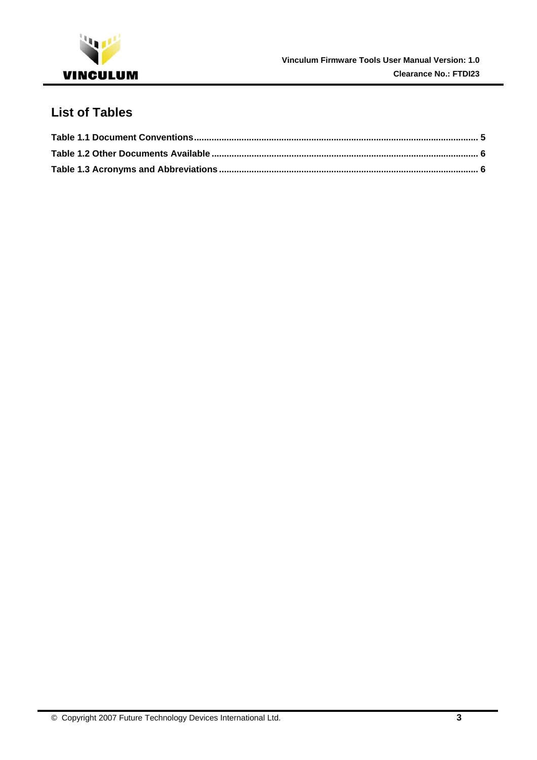# List of Tables

**Table 1.1 Document Conventions** ........................................................................................................ **5**

**Table 1.2 Other Documents Available** .................................................................................................. **6**

**Table 1.3 Acronyms and Abbreviations** ............................................................................................... **6**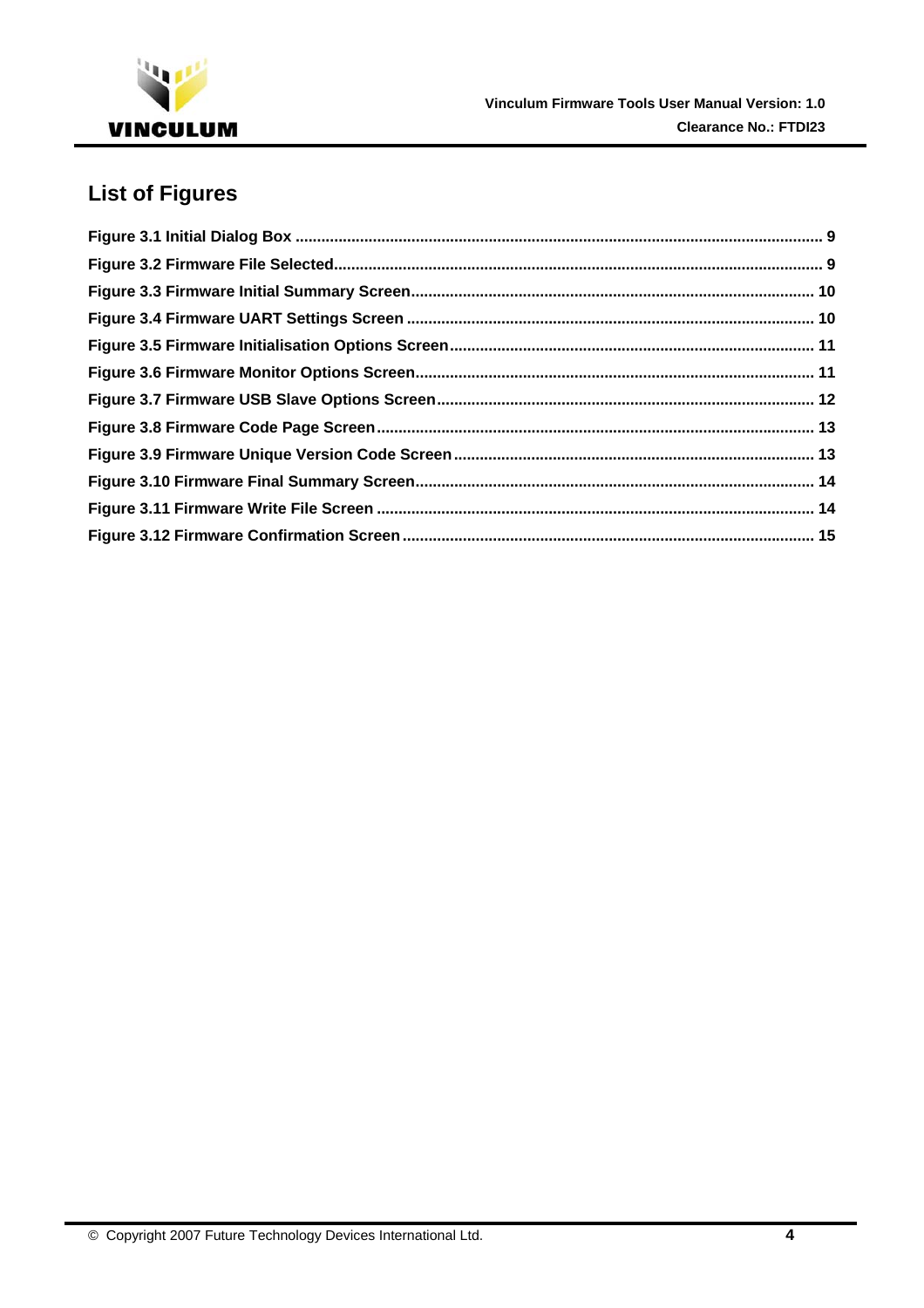## List of Figures

Figure 3.1 Initial Dialog Box ........................................................................................................................ 9
Figure 3.2 Firmware File Selected................................................................................................................ 9
Figure 3.3 Firmware Initial Summary Screen............................................................................................ 10
Figure 3.4 Firmware UART Settings Screen ............................................................................................. 10
Figure 3.5 Firmware Initialisation Options Screen.................................................................................... 11
Figure 3.6 Firmware Monitor Options Screen............................................................................................ 11
Figure 3.7 Firmware USB Slave Options Screen....................................................................................... 12
Figure 3.8 Firmware Code Page Screen.................................................................................................... 13
Figure 3.9 Firmware Unique Version Code Screen................................................................................... 13
Figure 3.10 Firmware Final Summary Screen............................................................................................ 14
Figure 3.11 Firmware Write File Screen ..................................................................................................... 14
Figure 3.12 Firmware Confirmation Screen ............................................................................................... 15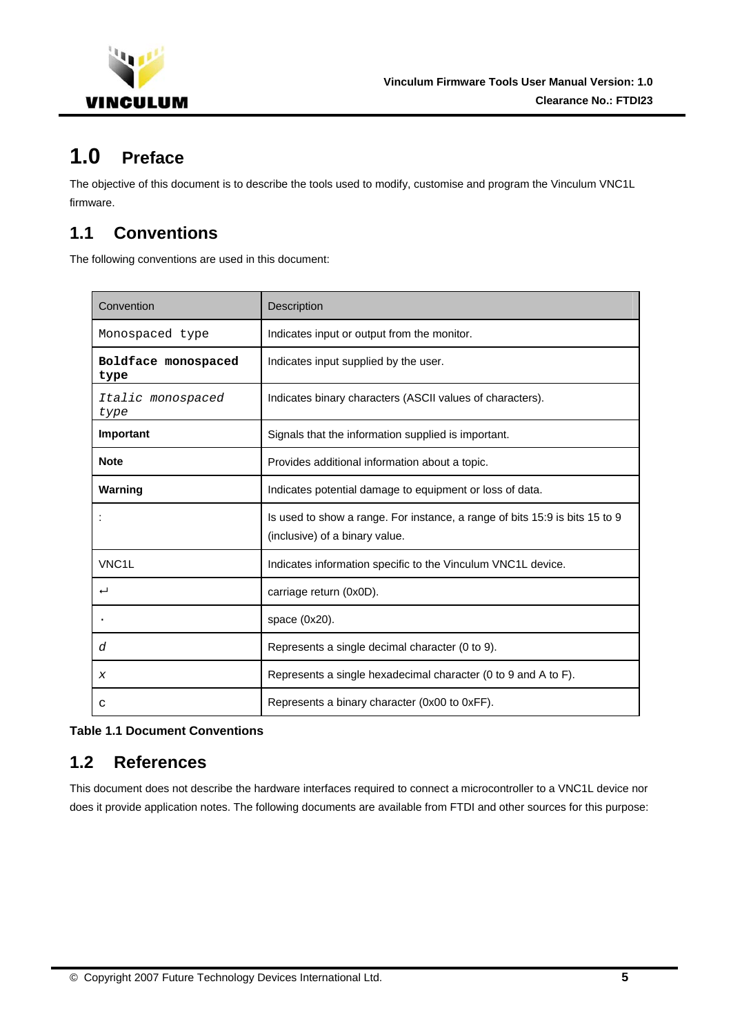# 1.0 Preface

The objective of this document is to describe the tools used to modify, customise and program the Vinculum VNC1L firmware.

## 1.1 Conventions

The following conventions are used in this document:

| Convention | Description |
|---|---|
| `Monospaced type` | Indicates input or output from the monitor. |
| **`Boldface monospaced type`** | Indicates input supplied by the user. |
| *`Italic monospaced type`* | Indicates binary characters (ASCII values of characters). |
| **Important** | Signals that the information supplied is important. |
| **Note** | Provides additional information about a topic. |
| **Warning** | Indicates potential damage to equipment or loss of data. |
| : | Is used to show a range. For instance, a range of bits 15:9 is bits 15 to 9 (inclusive) of a binary value. |
| VNC1L | Indicates information specific to the Vinculum VNC1L device. |
| ↵ | carriage return (0x0D). |
| · | space (0x20). |
| *d* | Represents a single decimal character (0 to 9). |
| *x* | Represents a single hexadecimal character (0 to 9 and A to F). |
| c | Represents a binary character (0x00 to 0xFF). |

**Table 1.1 Document Conventions**

## 1.2 References

This document does not describe the hardware interfaces required to connect a microcontroller to a VNC1L device nor does it provide application notes. The following documents are available from FTDI and other sources for this purpose: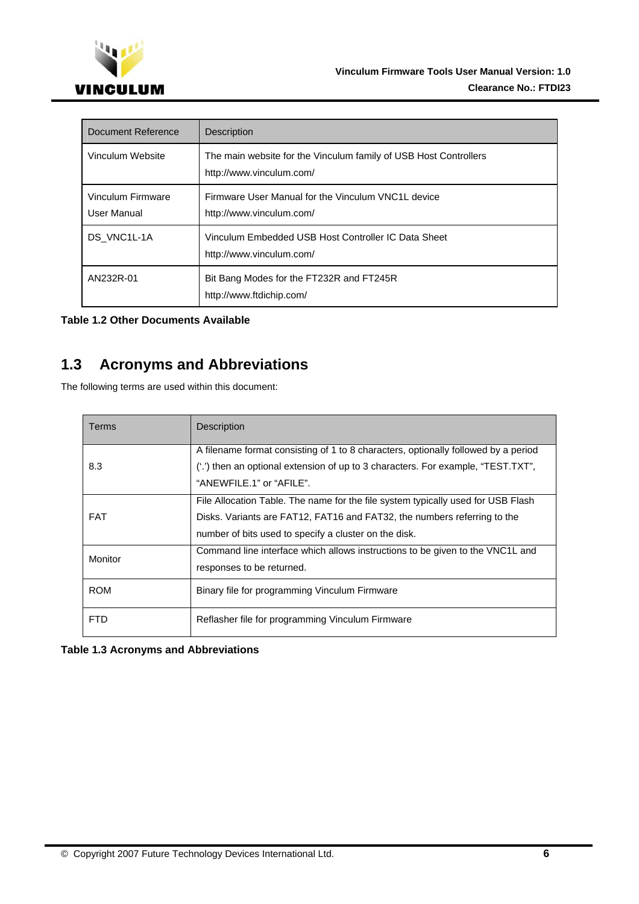| Document Reference | Description |
|---|---|
| Vinculum Website | The main website for the Vinculum family of USB Host Controllers http://www.vinculum.com/ |
| Vinculum Firmware User Manual | Firmware User Manual for the Vinculum VNC1L device http://www.vinculum.com/ |
| DS_VNC1L-1A | Vinculum Embedded USB Host Controller IC Data Sheet http://www.vinculum.com/ |
| AN232R-01 | Bit Bang Modes for the FT232R and FT245R http://www.ftdichip.com/ |

**Table 1.2 Other Documents Available**

## 1.3 Acronyms and Abbreviations

The following terms are used within this document:

| Terms | Description |
|---|---|
| 8.3 | A filename format consisting of 1 to 8 characters, optionally followed by a period ('.') then an optional extension of up to 3 characters. For example, "TEST.TXT", "ANEWFILE.1" or "AFILE". |
| FAT | File Allocation Table. The name for the file system typically used for USB Flash Disks. Variants are FAT12, FAT16 and FAT32, the numbers referring to the number of bits used to specify a cluster on the disk. |
| Monitor | Command line interface which allows instructions to be given to the VNC1L and responses to be returned. |
| ROM | Binary file for programming Vinculum Firmware |
| FTD | Reflasher file for programming Vinculum Firmware |

**Table 1.3 Acronyms and Abbreviations**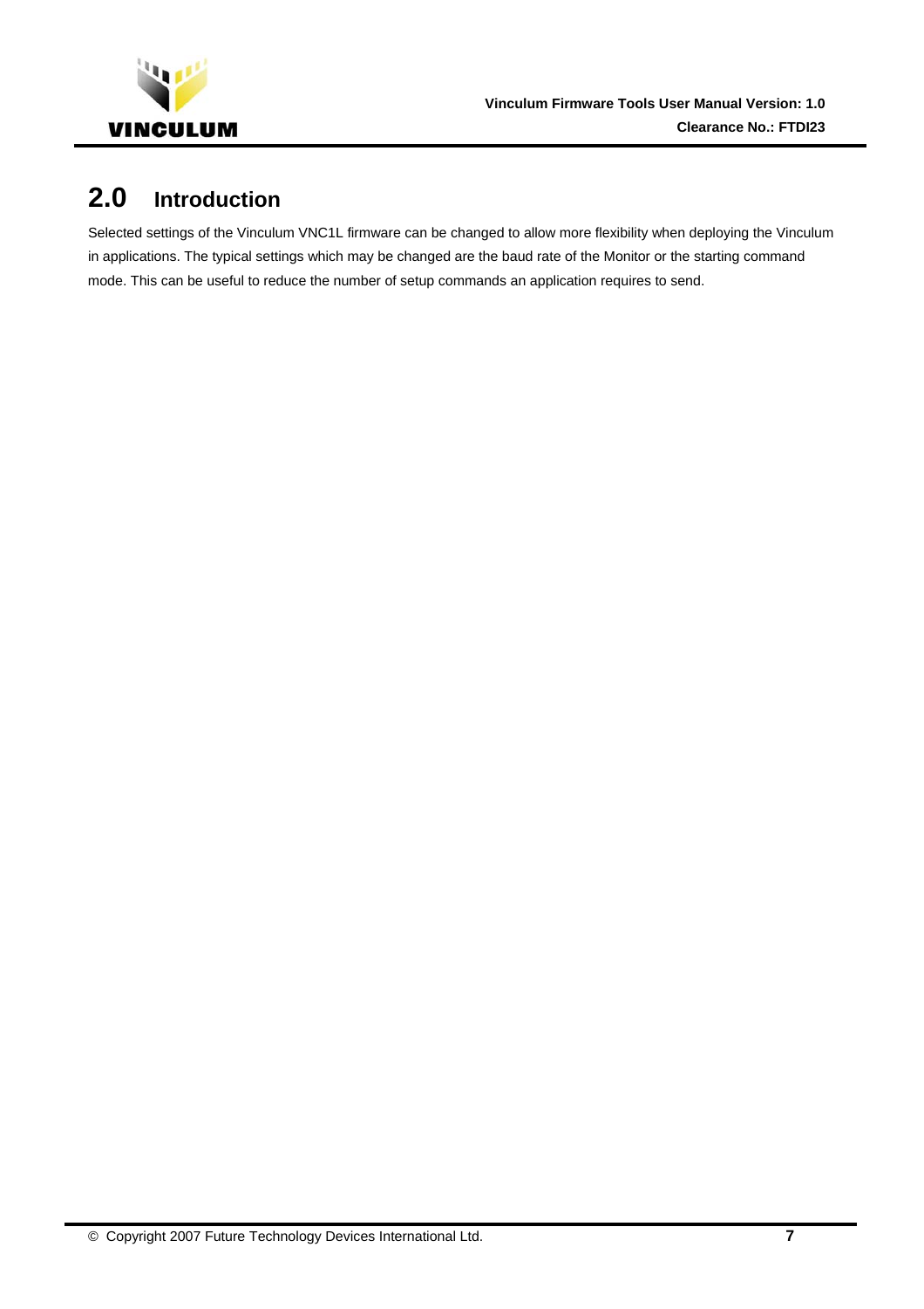# 2.0 Introduction

Selected settings of the Vinculum VNC1L firmware can be changed to allow more flexibility when deploying the Vinculum in applications. The typical settings which may be changed are the baud rate of the Monitor or the starting command mode. This can be useful to reduce the number of setup commands an application requires to send.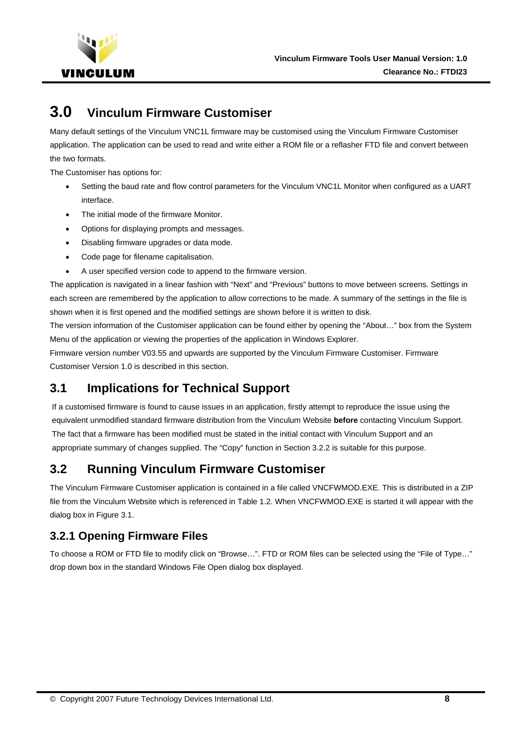# 3.0 Vinculum Firmware Customiser

Many default settings of the Vinculum VNC1L firmware may be customised using the Vinculum Firmware Customiser application. The application can be used to read and write either a ROM file or a reflasher FTD file and convert between the two formats.

The Customiser has options for:

- Setting the baud rate and flow control parameters for the Vinculum VNC1L Monitor when configured as a UART interface.
- The initial mode of the firmware Monitor.
- Options for displaying prompts and messages.
- Disabling firmware upgrades or data mode.
- Code page for filename capitalisation.
- A user specified version code to append to the firmware version.

The application is navigated in a linear fashion with "Next" and "Previous" buttons to move between screens. Settings in each screen are remembered by the application to allow corrections to be made. A summary of the settings in the file is shown when it is first opened and the modified settings are shown before it is written to disk.

The version information of the Customiser application can be found either by opening the "About…" box from the System Menu of the application or viewing the properties of the application in Windows Explorer.

Firmware version number V03.55 and upwards are supported by the Vinculum Firmware Customiser. Firmware Customiser Version 1.0 is described in this section.

## 3.1 Implications for Technical Support

If a customised firmware is found to cause issues in an application, firstly attempt to reproduce the issue using the equivalent unmodified standard firmware distribution from the Vinculum Website **before** contacting Vinculum Support. The fact that a firmware has been modified must be stated in the initial contact with Vinculum Support and an appropriate summary of changes supplied. The "Copy" function in Section 3.2.2 is suitable for this purpose.

## 3.2 Running Vinculum Firmware Customiser

The Vinculum Firmware Customiser application is contained in a file called VNCFWMOD.EXE. This is distributed in a ZIP file from the Vinculum Website which is referenced in Table 1.2. When VNCFWMOD.EXE is started it will appear with the dialog box in Figure 3.1.

### 3.2.1 Opening Firmware Files

To choose a ROM or FTD file to modify click on "Browse…". FTD or ROM files can be selected using the "File of Type…" drop down box in the standard Windows File Open dialog box displayed.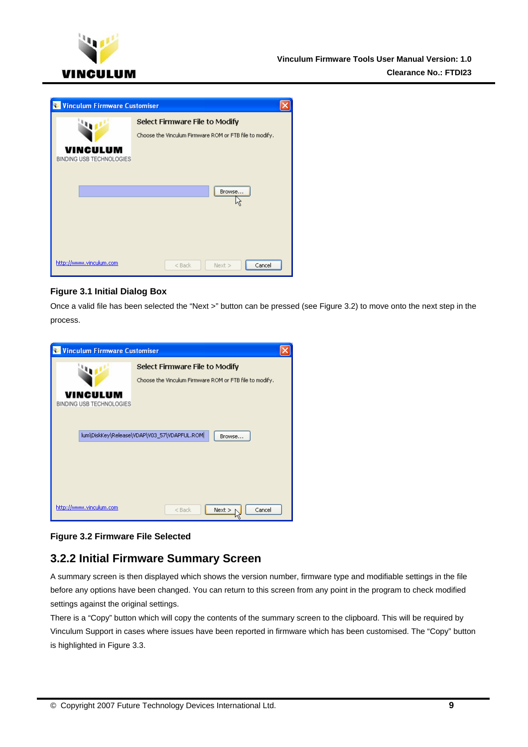Figure 3.1 Initial Dialog Box

Once a valid file has been selected the "Next >" button can be pressed (see Figure 3.2) to move onto the next step in the process.

Figure 3.2 Firmware File Selected

### 3.2.2 Initial Firmware Summary Screen

A summary screen is then displayed which shows the version number, firmware type and modifiable settings in the file before any options have been changed. You can return to this screen from any point in the program to check modified settings against the original settings.

There is a "Copy" button which will copy the contents of the summary screen to the clipboard. This will be required by Vinculum Support in cases where issues have been reported in firmware which has been customised. The "Copy" button is highlighted in Figure 3.3.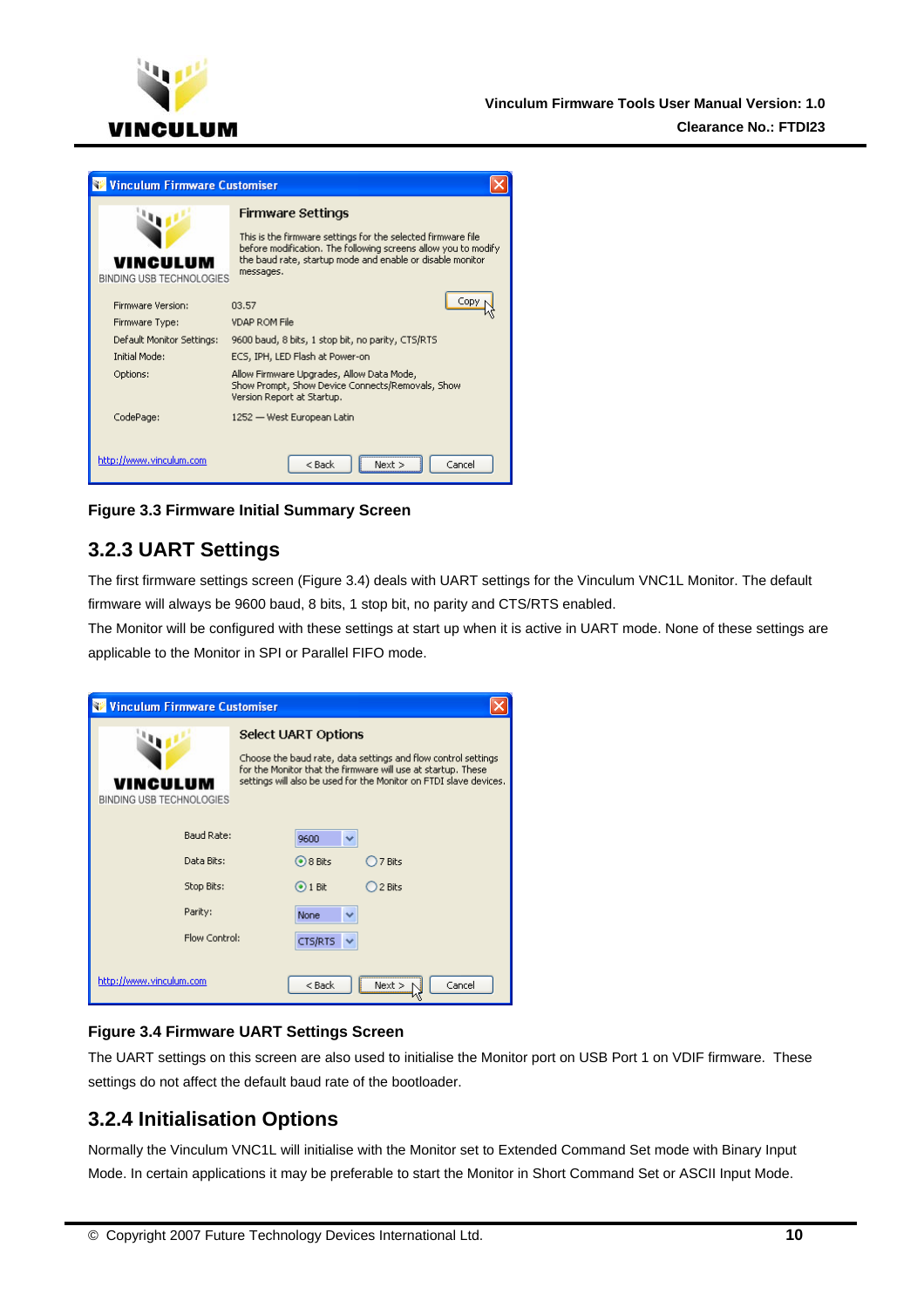Figure 3.3 Firmware Initial Summary Screen

## 3.2.3 UART Settings

The first firmware settings screen (Figure 3.4) deals with UART settings for the Vinculum VNC1L Monitor. The default firmware will always be 9600 baud, 8 bits, 1 stop bit, no parity and CTS/RTS enabled.

The Monitor will be configured with these settings at start up when it is active in UART mode. None of these settings are applicable to the Monitor in SPI or Parallel FIFO mode.

Figure 3.4 Firmware UART Settings Screen

The UART settings on this screen are also used to initialise the Monitor port on USB Port 1 on VDIF firmware. These settings do not affect the default baud rate of the bootloader.

## 3.2.4 Initialisation Options

Normally the Vinculum VNC1L will initialise with the Monitor set to Extended Command Set mode with Binary Input Mode. In certain applications it may be preferable to start the Monitor in Short Command Set or ASCII Input Mode.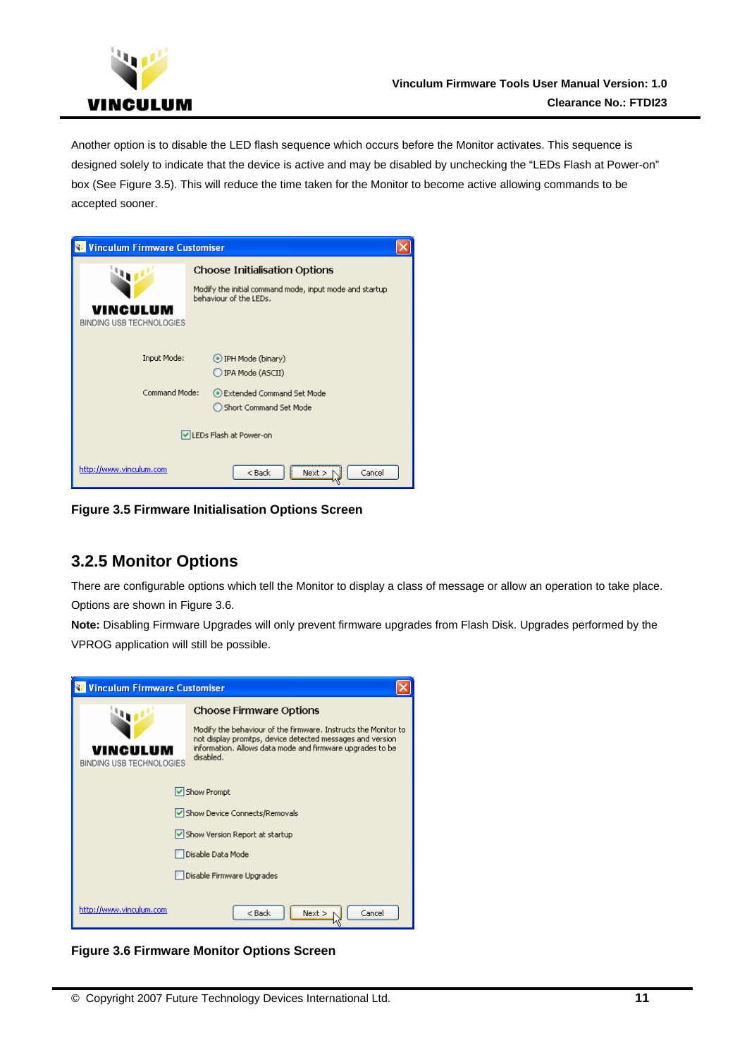Another option is to disable the LED flash sequence which occurs before the Monitor activates. This sequence is designed solely to indicate that the device is active and may be disabled by unchecking the "LEDs Flash at Power-on" box (See Figure 3.5). This will reduce the time taken for the Monitor to become active allowing commands to be accepted sooner.

**Figure 3.5 Firmware Initialisation Options Screen**

### 3.2.5 Monitor Options

There are configurable options which tell the Monitor to display a class of message or allow an operation to take place. Options are shown in Figure 3.6.

**Note:** Disabling Firmware Upgrades will only prevent firmware upgrades from Flash Disk. Upgrades performed by the VPROG application will still be possible.

**Figure 3.6 Firmware Monitor Options Screen**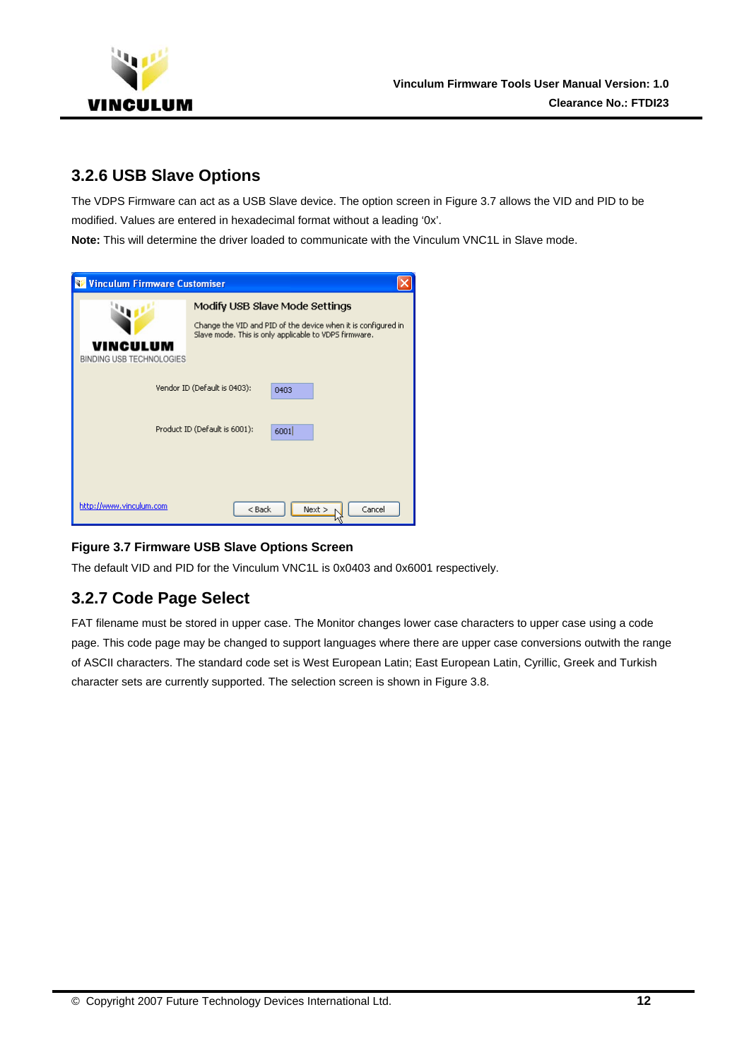### 3.2.6 USB Slave Options

The VDPS Firmware can act as a USB Slave device. The option screen in Figure 3.7 allows the VID and PID to be modified. Values are entered in hexadecimal format without a leading '0x'.

**Note:** This will determine the driver loaded to communicate with the Vinculum VNC1L in Slave mode.

**Figure 3.7 Firmware USB Slave Options Screen**

The default VID and PID for the Vinculum VNC1L is 0x0403 and 0x6001 respectively.

### 3.2.7 Code Page Select

FAT filename must be stored in upper case. The Monitor changes lower case characters to upper case using a code page. This code page may be changed to support languages where there are upper case conversions outwith the range of ASCII characters. The standard code set is West European Latin; East European Latin, Cyrillic, Greek and Turkish character sets are currently supported. The selection screen is shown in Figure 3.8.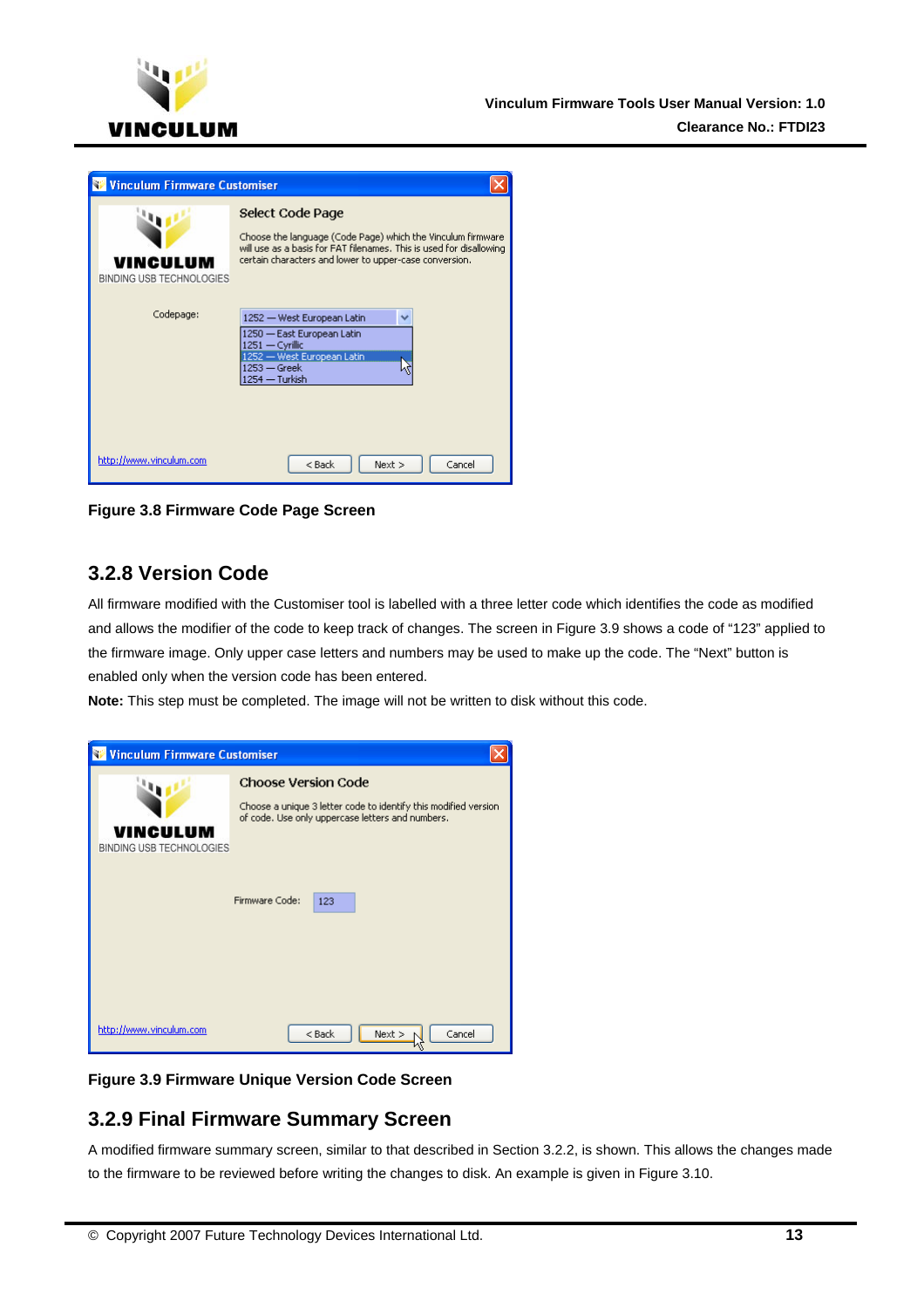Figure 3.8 Firmware Code Page Screen

## 3.2.8 Version Code

All firmware modified with the Customiser tool is labelled with a three letter code which identifies the code as modified and allows the modifier of the code to keep track of changes. The screen in Figure 3.9 shows a code of “123” applied to the firmware image. Only upper case letters and numbers may be used to make up the code. The “Next” button is enabled only when the version code has been entered.

**Note:** This step must be completed. The image will not be written to disk without this code.

Figure 3.9 Firmware Unique Version Code Screen

## 3.2.9 Final Firmware Summary Screen

A modified firmware summary screen, similar to that described in Section 3.2.2, is shown. This allows the changes made to the firmware to be reviewed before writing the changes to disk. An example is given in Figure 3.10.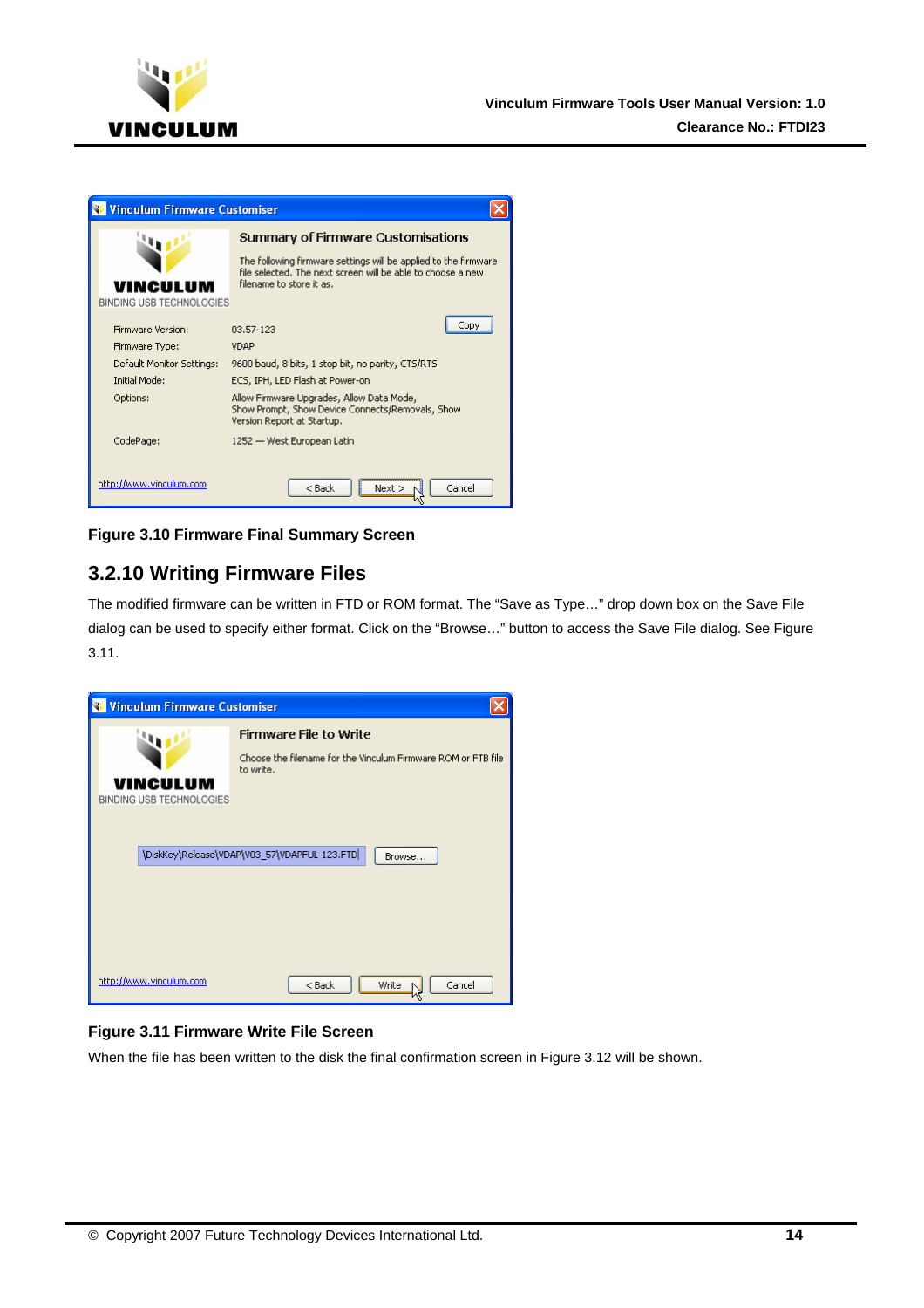Figure 3.10 Firmware Final Summary Screen

## 3.2.10 Writing Firmware Files

The modified firmware can be written in FTD or ROM format. The "Save as Type…" drop down box on the Save File dialog can be used to specify either format. Click on the "Browse…" button to access the Save File dialog. See Figure 3.11.

Figure 3.11 Firmware Write File Screen

When the file has been written to the disk the final confirmation screen in Figure 3.12 will be shown.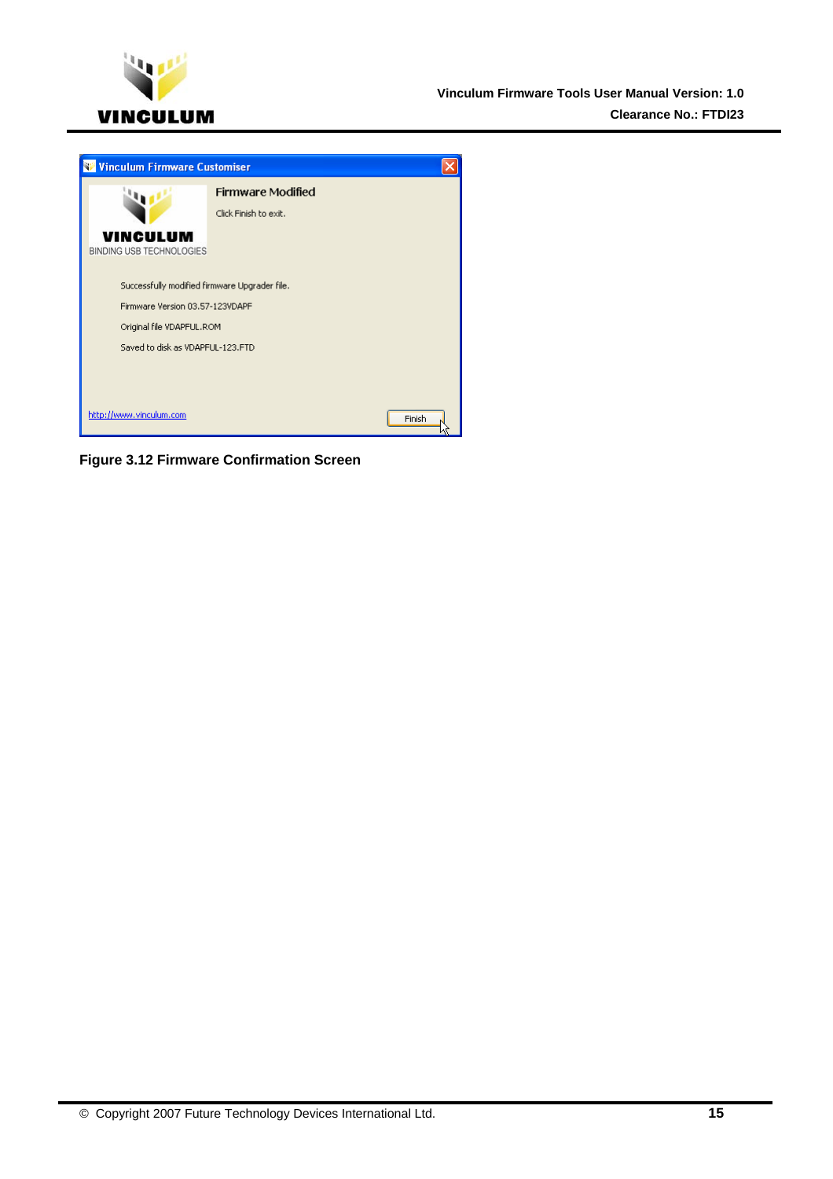**Figure 3.12 Firmware Confirmation Screen**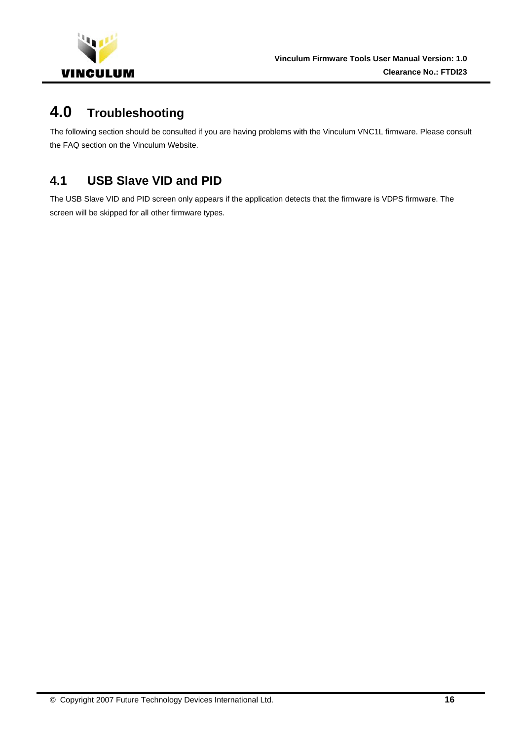# 4.0 Troubleshooting

The following section should be consulted if you are having problems with the Vinculum VNC1L firmware. Please consult the FAQ section on the Vinculum Website.

## 4.1 USB Slave VID and PID

The USB Slave VID and PID screen only appears if the application detects that the firmware is VDPS firmware. The screen will be skipped for all other firmware types.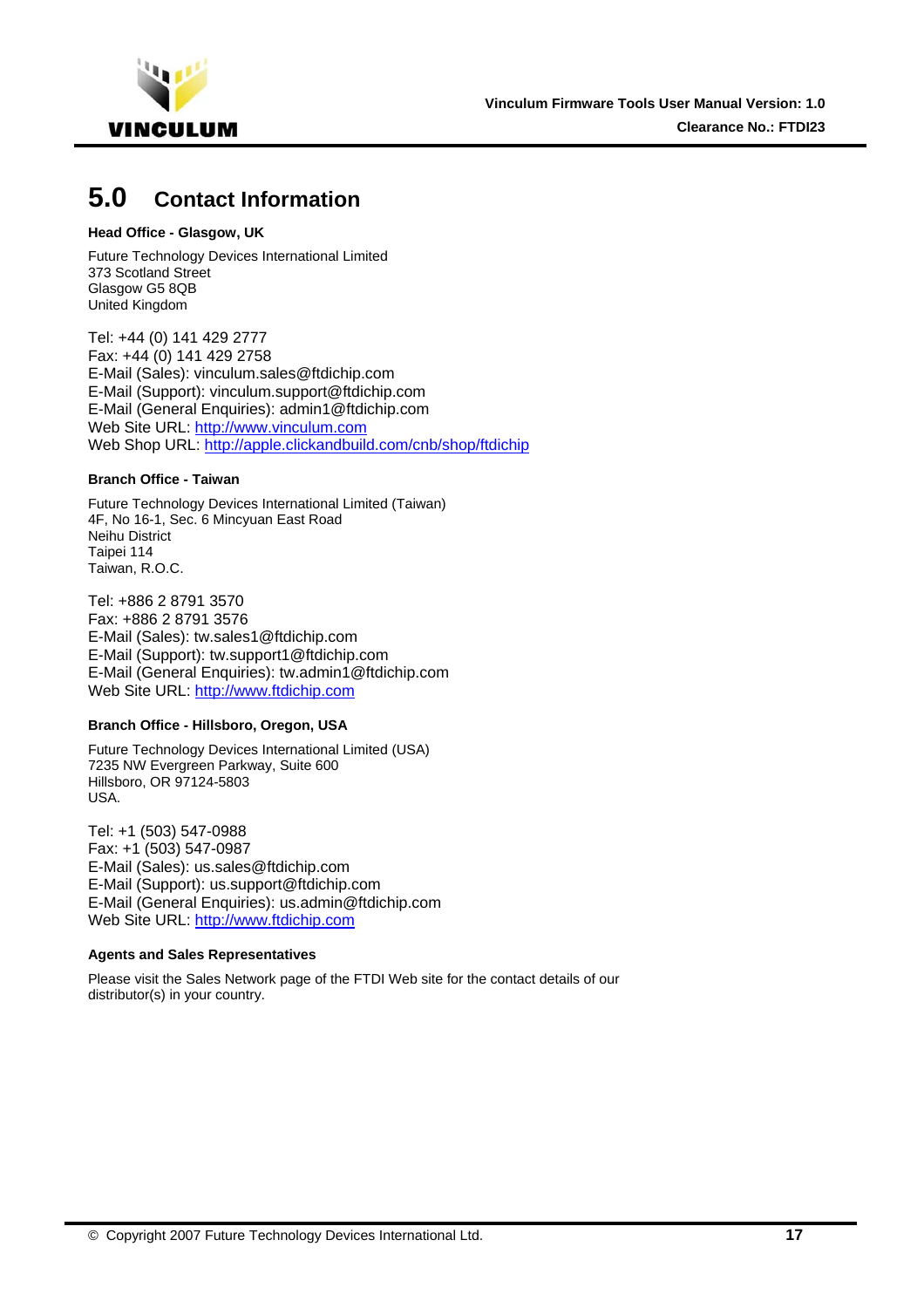# 5.0 Contact Information

**Head Office - Glasgow, UK**

Future Technology Devices International Limited
373 Scotland Street
Glasgow G5 8QB
United Kingdom

Tel: +44 (0) 141 429 2777
Fax: +44 (0) 141 429 2758
E-Mail (Sales): vinculum.sales@ftdichip.com
E-Mail (Support): vinculum.support@ftdichip.com
E-Mail (General Enquiries): admin1@ftdichip.com
Web Site URL: http://www.vinculum.com
Web Shop URL: http://apple.clickandbuild.com/cnb/shop/ftdichip

**Branch Office - Taiwan**

Future Technology Devices International Limited (Taiwan)
4F, No 16-1, Sec. 6 Mincyuan East Road
Neihu District
Taipei 114
Taiwan, R.O.C.

Tel: +886 2 8791 3570
Fax: +886 2 8791 3576
E-Mail (Sales): tw.sales1@ftdichip.com
E-Mail (Support): tw.support1@ftdichip.com
E-Mail (General Enquiries): tw.admin1@ftdichip.com
Web Site URL: http://www.ftdichip.com

**Branch Office - Hillsboro, Oregon, USA**

Future Technology Devices International Limited (USA)
7235 NW Evergreen Parkway, Suite 600
Hillsboro, OR 97124-5803
USA.

Tel: +1 (503) 547-0988
Fax: +1 (503) 547-0987
E-Mail (Sales): us.sales@ftdichip.com
E-Mail (Support): us.support@ftdichip.com
E-Mail (General Enquiries): us.admin@ftdichip.com
Web Site URL: http://www.ftdichip.com

**Agents and Sales Representatives**

Please visit the Sales Network page of the FTDI Web site for the contact details of our distributor(s) in your country.